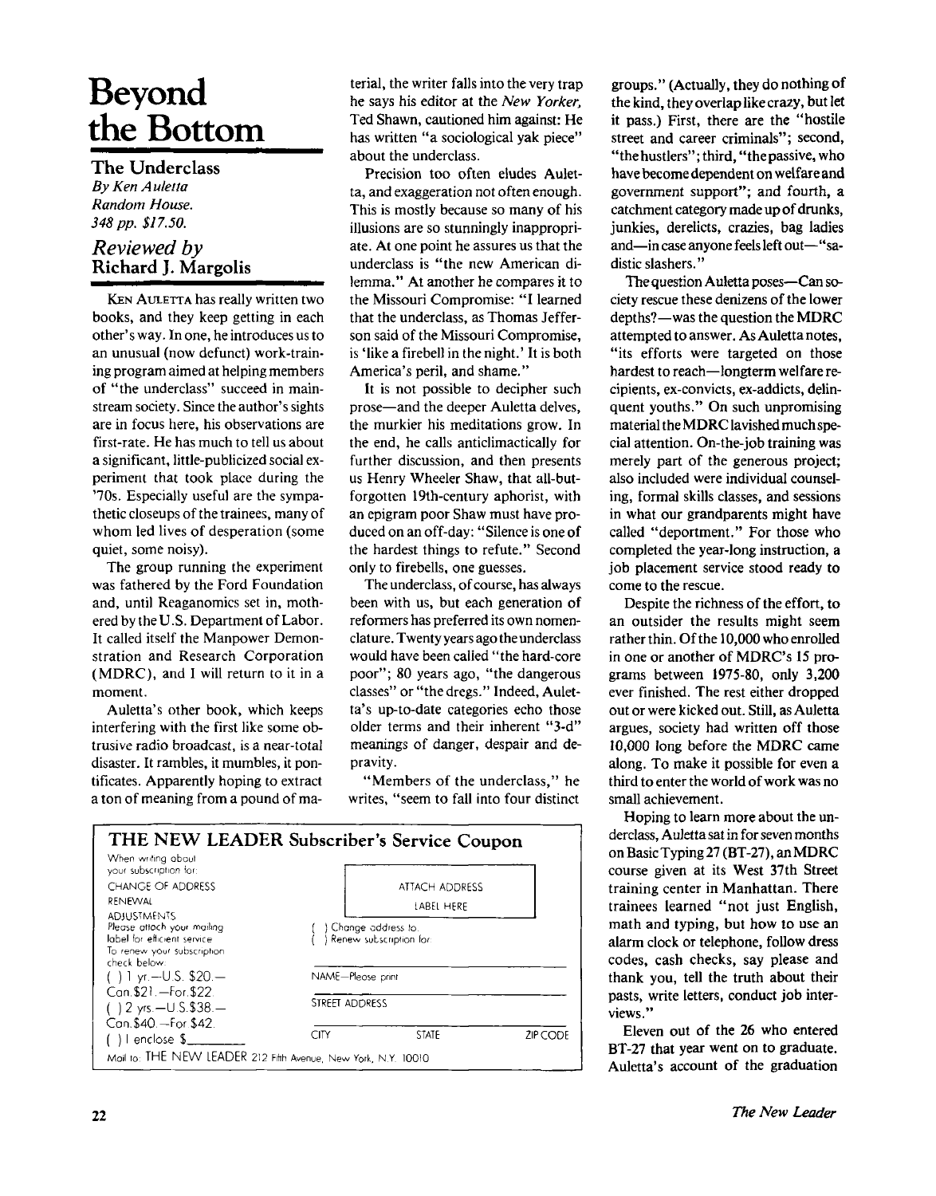# Beyond the Bottom

**The Underclass**
*By Ken Auletta*
*Random House.*
*348 pp. $17.50.*

*Reviewed by*
**Richard J. Margolis**

KEN AULETTA has really written two books, and they keep getting in each other's way. In one, he introduces us to an unusual (now defunct) work-training program aimed at helping members of "the underclass" succeed in mainstream society. Since the author's sights are in focus here, his observations are first-rate. He has much to tell us about a significant, little-publicized social experiment that took place during the '70s. Especially useful are the sympathetic closeups of the trainees, many of whom led lives of desperation (some quiet, some noisy).

The group running the experiment was fathered by the Ford Foundation and, until Reaganomics set in, mothered by the U.S. Department of Labor. It called itself the Manpower Demonstration and Research Corporation (MDRC), and I will return to it in a moment.

Auletta's other book, which keeps interfering with the first like some obtrusive radio broadcast, is a near-total disaster. It rambles, it mumbles, it pontificates. Apparently hoping to extract a ton of meaning from a pound of material, the writer falls into the very trap he says his editor at the *New Yorker*, Ted Shawn, cautioned him against: He has written "a sociological yak piece" about the underclass.

Precision too often eludes Auletta, and exaggeration not often enough. This is mostly because so many of his illusions are so stunningly inappropriate. At one point he assures us that the underclass is "the new American dilemma." At another he compares it to the Missouri Compromise: "I learned that the underclass, as Thomas Jefferson said of the Missouri Compromise, is 'like a firebell in the night.' It is both America's peril, and shame."

It is not possible to decipher such prose—and the deeper Auletta delves, the murkier his meditations grow. In the end, he calls anticlimactically for further discussion, and then presents us Henry Wheeler Shaw, that all-but-forgotten 19th-century aphorist, with an epigram poor Shaw must have produced on an off-day: "Silence is one of the hardest things to refute." Second only to firebells, one guesses.

The underclass, of course, has always been with us, but each generation of reformers has preferred its own nomenclature. Twenty years ago the underclass would have been called "the hard-core poor"; 80 years ago, "the dangerous classes" or "the dregs." Indeed, Auletta's up-to-date categories echo those older terms and their inherent "3-d" meanings of danger, despair and depravity.

"Members of the underclass," he writes, "seem to fall into four distinct groups." (Actually, they do nothing of the kind, they overlap like crazy, but let it pass.) First, there are the "hostile street and career criminals"; second, "the hustlers"; third, "the passive, who have become dependent on welfare and government support"; and fourth, a catchment category made up of drunks, junkies, derelicts, crazies, bag ladies and—in case anyone feels left out—"sadistic slashers."

The question Auletta poses—Can society rescue these denizens of the lower depths?—was the question the MDRC attempted to answer. As Auletta notes, "its efforts were targeted on those hardest to reach—longterm welfare recipients, ex-convicts, ex-addicts, delinquent youths." On such unpromising material the MDRC lavished much special attention. On-the-job training was merely part of the generous project; also included were individual counseling, formal skills classes, and sessions in what our grandparents might have called "deportment." For those who completed the year-long instruction, a job placement service stood ready to come to the rescue.

Despite the richness of the effort, to an outsider the results might seem rather thin. Of the 10,000 who enrolled in one or another of MDRC's 15 programs between 1975-80, only 3,200 ever finished. The rest either dropped out or were kicked out. Still, as Auletta argues, society had written off those 10,000 long before the MDRC came along. To make it possible for even a third to enter the world of work was no small achievement.

Hoping to learn more about the underclass, Auletta sat in for seven months on Basic Typing 27 (BT-27), an MDRC course given at its West 37th Street training center in Manhattan. There trainees learned "not just English, math and typing, but how to use an alarm clock or telephone, follow dress codes, cash checks, say please and thank you, tell the truth about their pasts, write letters, conduct job interviews."

Eleven out of the 26 who entered BT-27 that year went on to graduate. Auletta's account of the graduation

---

**THE NEW LEADER Subscriber's Service Coupon**

When writing about your subscription for:
CHANGE OF ADDRESS
RENEWAL
ADJUSTMENTS
Please attach your mailing label for efficient service
To renew your subscription check below:
( ) 1 yr.—U.S. $20.— Can.$21.—For.$22.
( ) 2 yrs.—U.S.$38.— Can.$40.—For.$42.
( ) I enclose $\_\_\_\_\_\_\_\_

ATTACH ADDRESS LABEL HERE

( ) Change address to.
( ) Renew subscription for.

NAME—Please print

STREET ADDRESS

CITY STATE ZIP CODE

Mail to: THE NEW LEADER 212 Fifth Avenue, New York, N.Y. 10010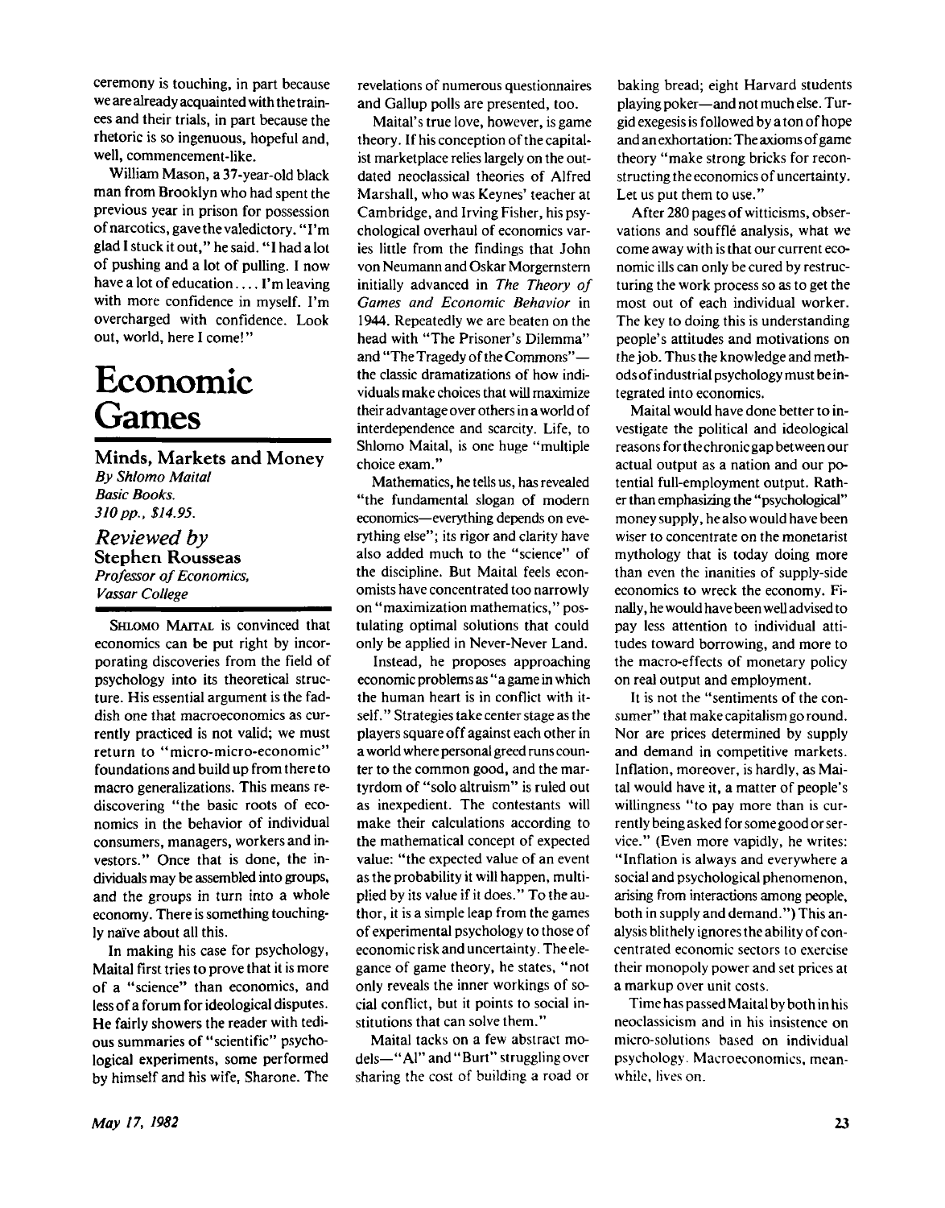ceremony is touching, in part because we are already acquainted with the trainees and their trials, in part because the rhetoric is so ingenuous, hopeful and, well, commencement-like.

William Mason, a 37-year-old black man from Brooklyn who had spent the previous year in prison for possession of narcotics, gave the valedictory. "I'm glad I stuck it out," he said. "I had a lot of pushing and a lot of pulling. I now have a lot of education.... I'm leaving with more confidence in myself. I'm overcharged with confidence. Look out, world, here I come!"

# Economic Games

## Minds, Markets and Money

*By Shlomo Maital*
*Basic Books.*
*310 pp., $14.95.*

## *Reviewed by* Stephen Rousseas

*Professor of Economics, Vassar College*

SHLOMO MAITAL is convinced that economics can be put right by incorporating discoveries from the field of psychology into its theoretical structure. His essential argument is the faddish one that macroeconomics as currently practiced is not valid; we must return to "micro-micro-economic" foundations and build up from there to macro generalizations. This means rediscovering "the basic roots of economics in the behavior of individual consumers, managers, workers and investors." Once that is done, the individuals may be assembled into groups, and the groups in turn into a whole economy. There is something touchingly naïve about all this.

In making his case for psychology, Maital first tries to prove that it is more of a "science" than economics, and less of a forum for ideological disputes. He fairly showers the reader with tedious summaries of "scientific" psychological experiments, some performed by himself and his wife, Sharone. The revelations of numerous questionnaires and Gallup polls are presented, too.

Maital's true love, however, is game theory. If his conception of the capitalist marketplace relies largely on the outdated neoclassical theories of Alfred Marshall, who was Keynes' teacher at Cambridge, and Irving Fisher, his psychological overhaul of economics varies little from the findings that John von Neumann and Oskar Morgernstern initially advanced in *The Theory of Games and Economic Behavior* in 1944. Repeatedly we are beaten on the head with "The Prisoner's Dilemma" and "The Tragedy of the Commons"—the classic dramatizations of how individuals make choices that will maximize their advantage over others in a world of interdependence and scarcity. Life, to Shlomo Maital, is one huge "multiple choice exam."

Mathematics, he tells us, has revealed "the fundamental slogan of modern economics—everything depends on everything else"; its rigor and clarity have also added much to the "science" of the discipline. But Maital feels economists have concentrated too narrowly on "maximization mathematics," postulating optimal solutions that could only be applied in Never-Never Land.

Instead, he proposes approaching economic problems as "a game in which the human heart is in conflict with itself." Strategies take center stage as the players square off against each other in a world where personal greed runs counter to the common good, and the martyrdom of "solo altruism" is ruled out as inexpedient. The contestants will make their calculations according to the mathematical concept of expected value: "the expected value of an event as the probability it will happen, multiplied by its value if it does." To the author, it is a simple leap from the games of experimental psychology to those of economic risk and uncertainty. The elegance of game theory, he states, "not only reveals the inner workings of social conflict, but it points to social institutions that can solve them."

Maital tacks on a few abstract models—"Al" and "Burt" struggling over sharing the cost of building a road or baking bread; eight Harvard students playing poker—and not much else. Turgid exegesis is followed by a ton of hope and an exhortation: The axioms of game theory "make strong bricks for reconstructing the economics of uncertainty. Let us put them to use."

After 280 pages of witticisms, observations and soufflé analysis, what we come away with is that our current economic ills can only be cured by restructuring the work process so as to get the most out of each individual worker. The key to doing this is understanding people's attitudes and motivations on the job. Thus the knowledge and methods of industrial psychology must be integrated into economics.

Maital would have done better to investigate the political and ideological reasons for the chronic gap between our actual output as a nation and our potential full-employment output. Rather than emphasizing the "psychological" money supply, he also would have been wiser to concentrate on the monetarist mythology that is today doing more than even the inanities of supply-side economics to wreck the economy. Finally, he would have been well advised to pay less attention to individual attitudes toward borrowing, and more to the macro-effects of monetary policy on real output and employment.

It is not the "sentiments of the consumer" that make capitalism go round. Nor are prices determined by supply and demand in competitive markets. Inflation, moreover, is hardly, as Maital would have it, a matter of people's willingness "to pay more than is currently being asked for some good or service." (Even more vapidly, he writes: "Inflation is always and everywhere a social and psychological phenomenon, arising from interactions among people, both in supply and demand.") This analysis blithely ignores the ability of concentrated economic sectors to exercise their monopoly power and set prices at a markup over unit costs.

Time has passed Maital by both in his neoclassicism and in his insistence on micro-solutions based on individual psychology. Macroeconomics, meanwhile, lives on.